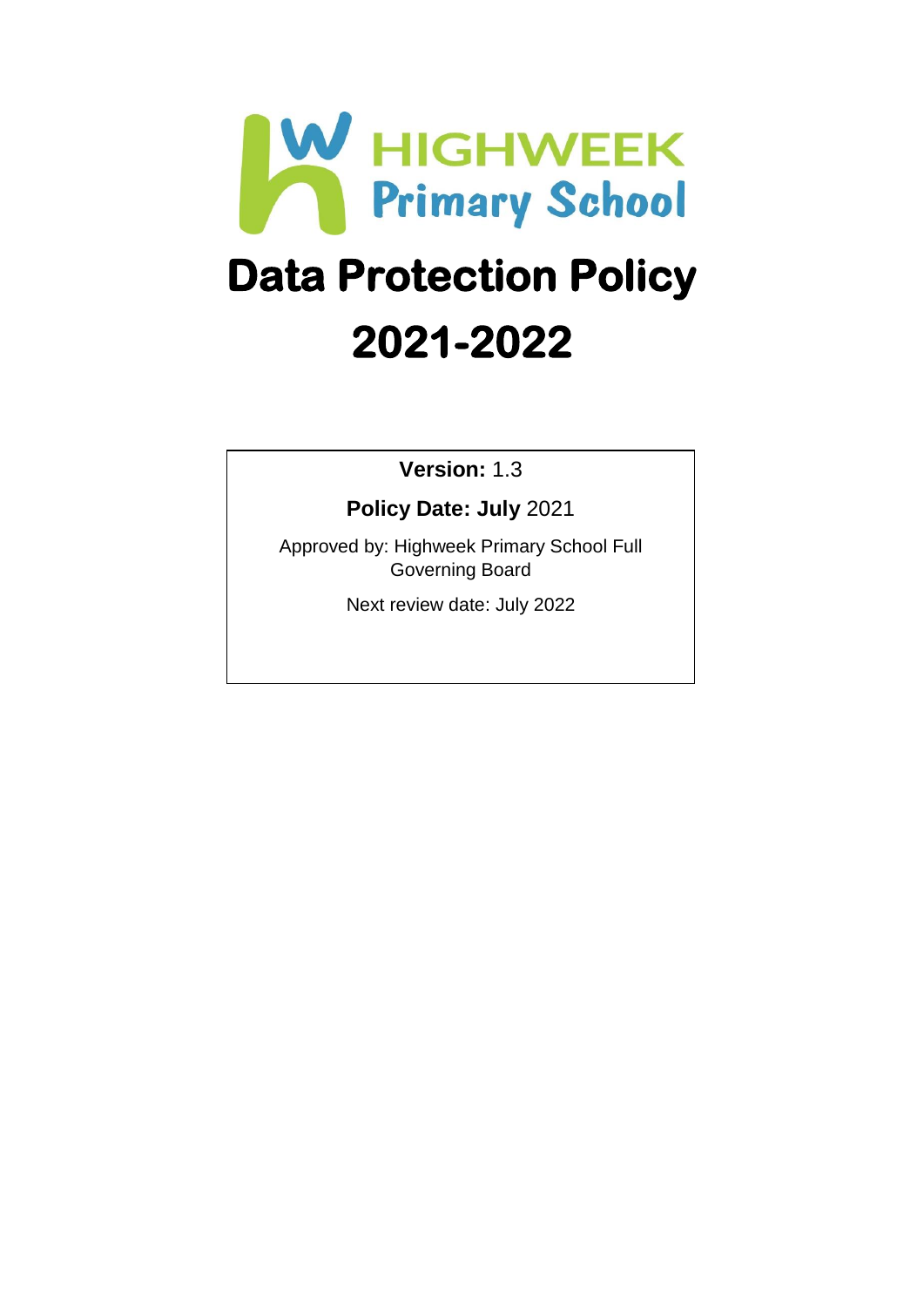HIGHWEEK
Primary School

# Data Protection Policy 2021-2022

**Version:** 1.3

**Policy Date: July** 2021

Approved by: Highweek Primary School Full Governing Board

Next review date: July 2022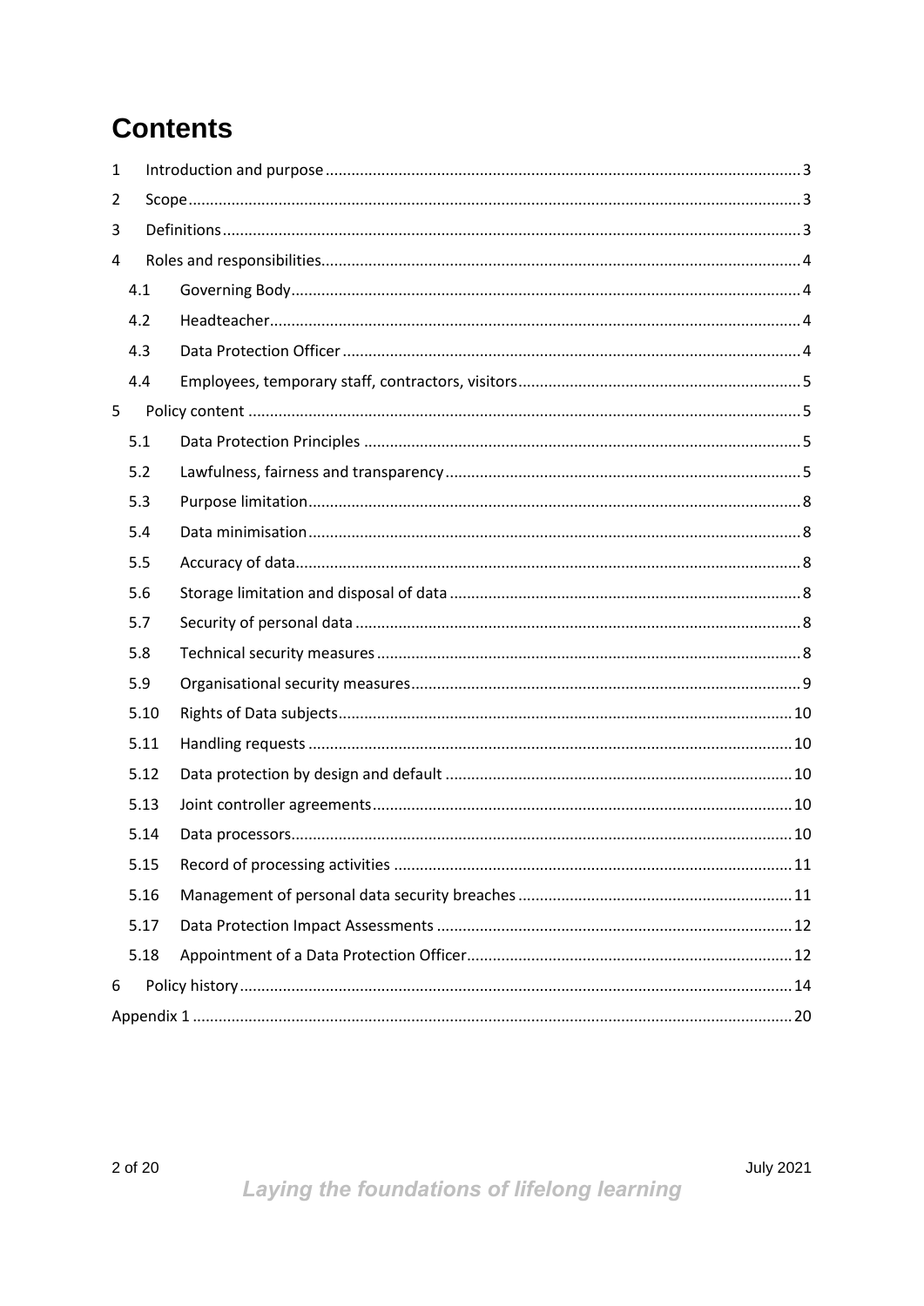# Contents

1 Introduction and purpose ..... 3
2 Scope ..... 3
3 Definitions ..... 3
4 Roles and responsibilities ..... 4
- 4.1 Governing Body ..... 4
- 4.2 Headteacher ..... 4
- 4.3 Data Protection Officer ..... 4
- 4.4 Employees, temporary staff, contractors, visitors ..... 5

5 Policy content ..... 5
- 5.1 Data Protection Principles ..... 5
- 5.2 Lawfulness, fairness and transparency ..... 5
- 5.3 Purpose limitation ..... 8
- 5.4 Data minimisation ..... 8
- 5.5 Accuracy of data ..... 8
- 5.6 Storage limitation and disposal of data ..... 8
- 5.7 Security of personal data ..... 8
- 5.8 Technical security measures ..... 8
- 5.9 Organisational security measures ..... 9
- 5.10 Rights of Data subjects ..... 10
- 5.11 Handling requests ..... 10
- 5.12 Data protection by design and default ..... 10
- 5.13 Joint controller agreements ..... 10
- 5.14 Data processors ..... 10
- 5.15 Record of processing activities ..... 11
- 5.16 Management of personal data security breaches ..... 11
- 5.17 Data Protection Impact Assessments ..... 12
- 5.18 Appointment of a Data Protection Officer ..... 12

6 Policy history ..... 14

Appendix 1 ..... 20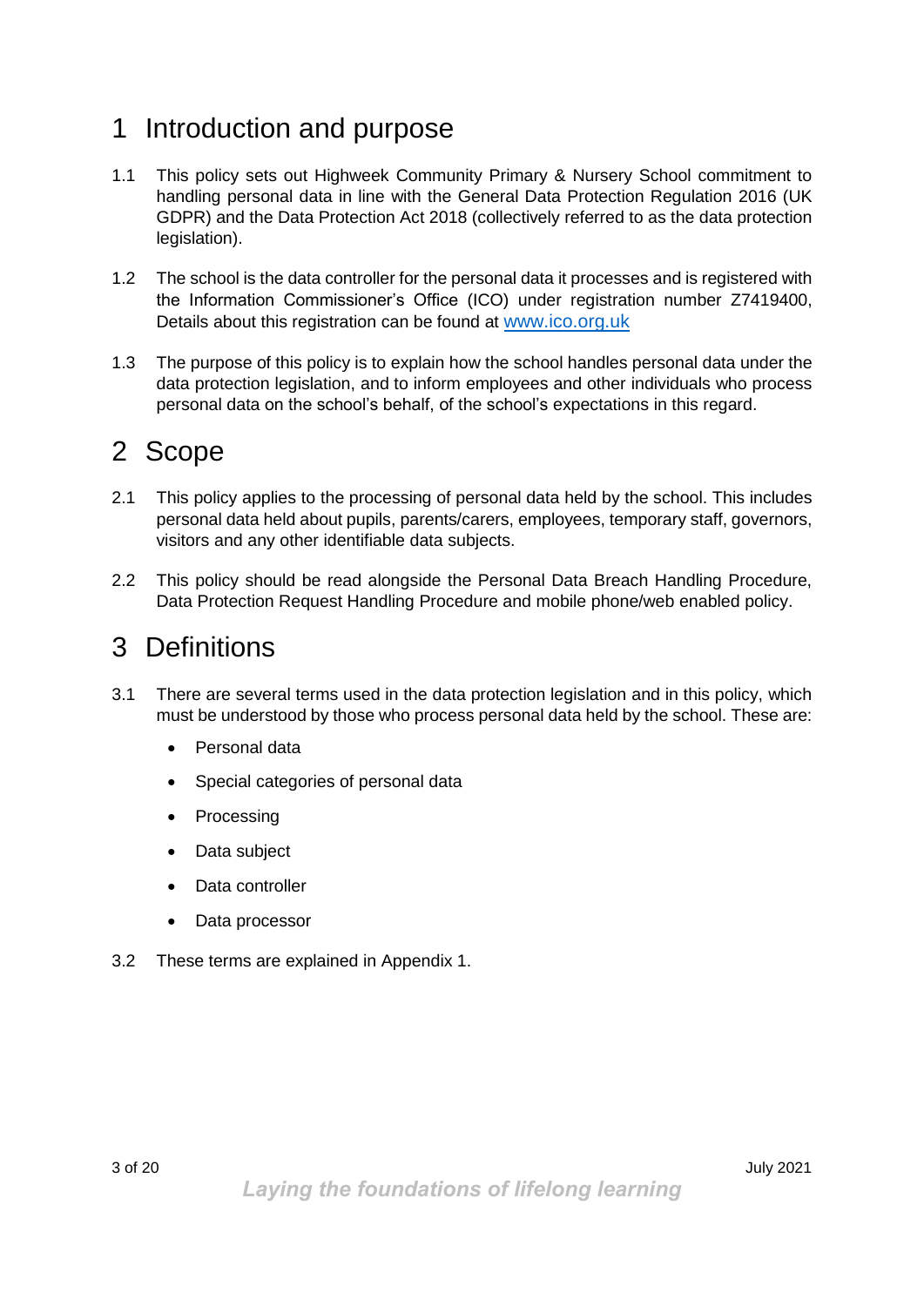# 1 Introduction and purpose

1.1 This policy sets out Highweek Community Primary & Nursery School commitment to handling personal data in line with the General Data Protection Regulation 2016 (UK GDPR) and the Data Protection Act 2018 (collectively referred to as the data protection legislation).

1.2 The school is the data controller for the personal data it processes and is registered with the Information Commissioner's Office (ICO) under registration number Z7419400, Details about this registration can be found at [www.ico.org.uk](http://www.ico.org.uk)

1.3 The purpose of this policy is to explain how the school handles personal data under the data protection legislation, and to inform employees and other individuals who process personal data on the school's behalf, of the school's expectations in this regard.

# 2 Scope

2.1 This policy applies to the processing of personal data held by the school. This includes personal data held about pupils, parents/carers, employees, temporary staff, governors, visitors and any other identifiable data subjects.

2.2 This policy should be read alongside the Personal Data Breach Handling Procedure, Data Protection Request Handling Procedure and mobile phone/web enabled policy.

# 3 Definitions

3.1 There are several terms used in the data protection legislation and in this policy, which must be understood by those who process personal data held by the school. These are:

- Personal data
- Special categories of personal data
- Processing
- Data subject
- Data controller
- Data processor

3.2 These terms are explained in Appendix 1.

*Laying the foundations of lifelong learning*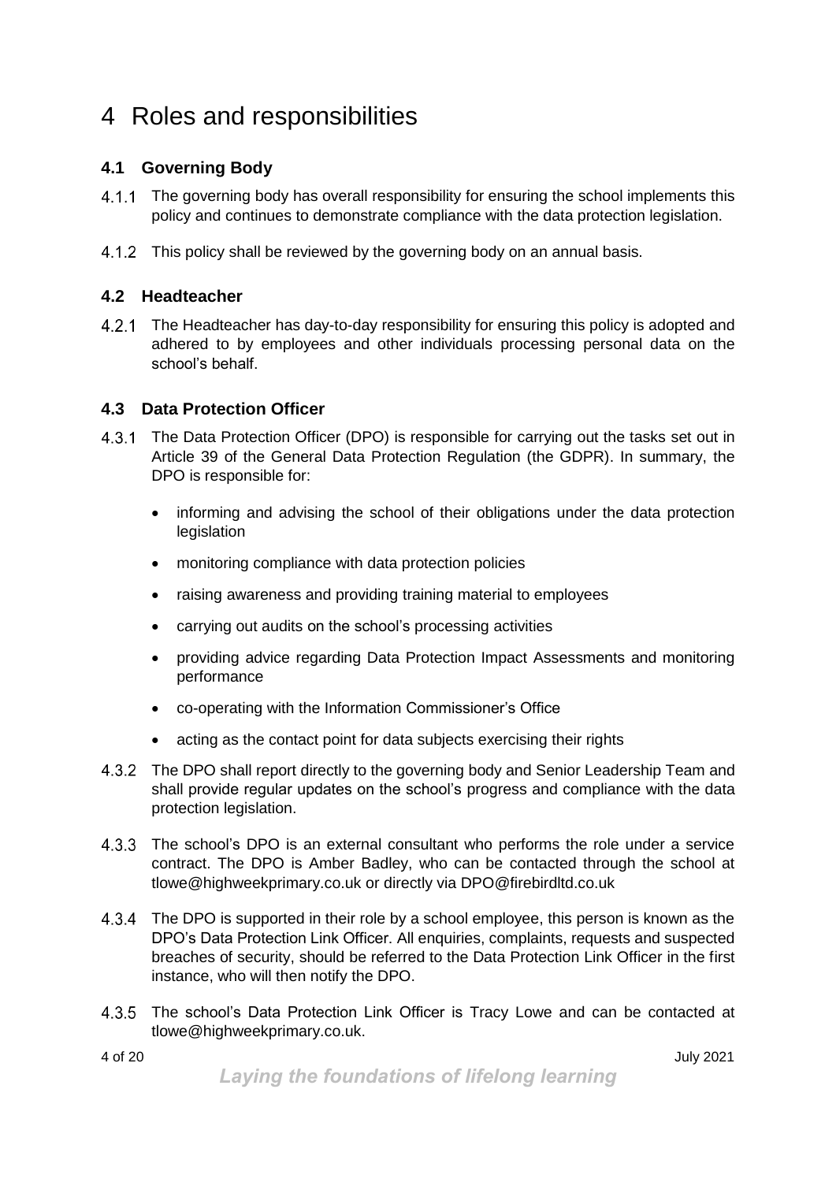# 4 Roles and responsibilities

## 4.1 Governing Body

4.1.1 The governing body has overall responsibility for ensuring the school implements this policy and continues to demonstrate compliance with the data protection legislation.

4.1.2 This policy shall be reviewed by the governing body on an annual basis.

## 4.2 Headteacher

4.2.1 The Headteacher has day-to-day responsibility for ensuring this policy is adopted and adhered to by employees and other individuals processing personal data on the school's behalf.

## 4.3 Data Protection Officer

4.3.1 The Data Protection Officer (DPO) is responsible for carrying out the tasks set out in Article 39 of the General Data Protection Regulation (the GDPR). In summary, the DPO is responsible for:

- informing and advising the school of their obligations under the data protection legislation
- monitoring compliance with data protection policies
- raising awareness and providing training material to employees
- carrying out audits on the school's processing activities
- providing advice regarding Data Protection Impact Assessments and monitoring performance
- co-operating with the Information Commissioner's Office
- acting as the contact point for data subjects exercising their rights

4.3.2 The DPO shall report directly to the governing body and Senior Leadership Team and shall provide regular updates on the school's progress and compliance with the data protection legislation.

4.3.3 The school's DPO is an external consultant who performs the role under a service contract. The DPO is Amber Badley, who can be contacted through the school at tlowe@highweekprimary.co.uk or directly via DPO@firebirdltd.co.uk

4.3.4 The DPO is supported in their role by a school employee, this person is known as the DPO's Data Protection Link Officer. All enquiries, complaints, requests and suspected breaches of security, should be referred to the Data Protection Link Officer in the first instance, who will then notify the DPO.

4.3.5 The school's Data Protection Link Officer is Tracy Lowe and can be contacted at tlowe@highweekprimary.co.uk.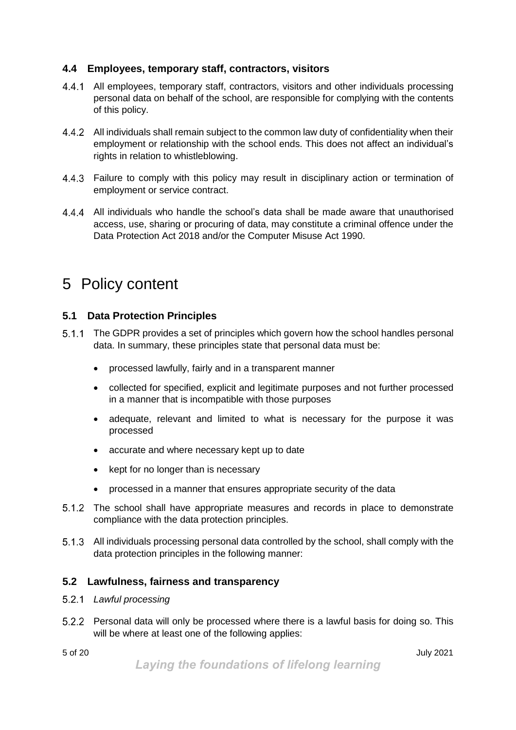### 4.4 Employees, temporary staff, contractors, visitors

4.4.1 All employees, temporary staff, contractors, visitors and other individuals processing personal data on behalf of the school, are responsible for complying with the contents of this policy.

4.4.2 All individuals shall remain subject to the common law duty of confidentiality when their employment or relationship with the school ends. This does not affect an individual's rights in relation to whistleblowing.

4.4.3 Failure to comply with this policy may result in disciplinary action or termination of employment or service contract.

4.4.4 All individuals who handle the school's data shall be made aware that unauthorised access, use, sharing or procuring of data, may constitute a criminal offence under the Data Protection Act 2018 and/or the Computer Misuse Act 1990.

# 5 Policy content

### 5.1 Data Protection Principles

5.1.1 The GDPR provides a set of principles which govern how the school handles personal data. In summary, these principles state that personal data must be:

- processed lawfully, fairly and in a transparent manner
- collected for specified, explicit and legitimate purposes and not further processed in a manner that is incompatible with those purposes
- adequate, relevant and limited to what is necessary for the purpose it was processed
- accurate and where necessary kept up to date
- kept for no longer than is necessary
- processed in a manner that ensures appropriate security of the data

5.1.2 The school shall have appropriate measures and records in place to demonstrate compliance with the data protection principles.

5.1.3 All individuals processing personal data controlled by the school, shall comply with the data protection principles in the following manner:

### 5.2 Lawfulness, fairness and transparency

5.2.1 *Lawful processing*

5.2.2 Personal data will only be processed where there is a lawful basis for doing so. This will be where at least one of the following applies:

*Laying the foundations of lifelong learning*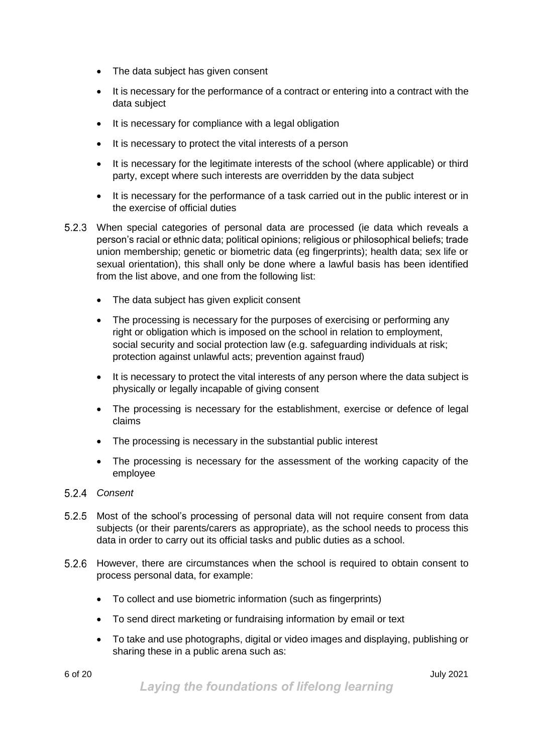- The data subject has given consent
- It is necessary for the performance of a contract or entering into a contract with the data subject
- It is necessary for compliance with a legal obligation
- It is necessary to protect the vital interests of a person
- It is necessary for the legitimate interests of the school (where applicable) or third party, except where such interests are overridden by the data subject
- It is necessary for the performance of a task carried out in the public interest or in the exercise of official duties

5.2.3 When special categories of personal data are processed (ie data which reveals a person's racial or ethnic data; political opinions; religious or philosophical beliefs; trade union membership; genetic or biometric data (eg fingerprints); health data; sex life or sexual orientation), this shall only be done where a lawful basis has been identified from the list above, and one from the following list:

- The data subject has given explicit consent
- The processing is necessary for the purposes of exercising or performing any right or obligation which is imposed on the school in relation to employment, social security and social protection law (e.g. safeguarding individuals at risk; protection against unlawful acts; prevention against fraud)
- It is necessary to protect the vital interests of any person where the data subject is physically or legally incapable of giving consent
- The processing is necessary for the establishment, exercise or defence of legal claims
- The processing is necessary in the substantial public interest
- The processing is necessary for the assessment of the working capacity of the employee

5.2.4 *Consent*

5.2.5 Most of the school's processing of personal data will not require consent from data subjects (or their parents/carers as appropriate), as the school needs to process this data in order to carry out its official tasks and public duties as a school.

5.2.6 However, there are circumstances when the school is required to obtain consent to process personal data, for example:

- To collect and use biometric information (such as fingerprints)
- To send direct marketing or fundraising information by email or text
- To take and use photographs, digital or video images and displaying, publishing or sharing these in a public arena such as: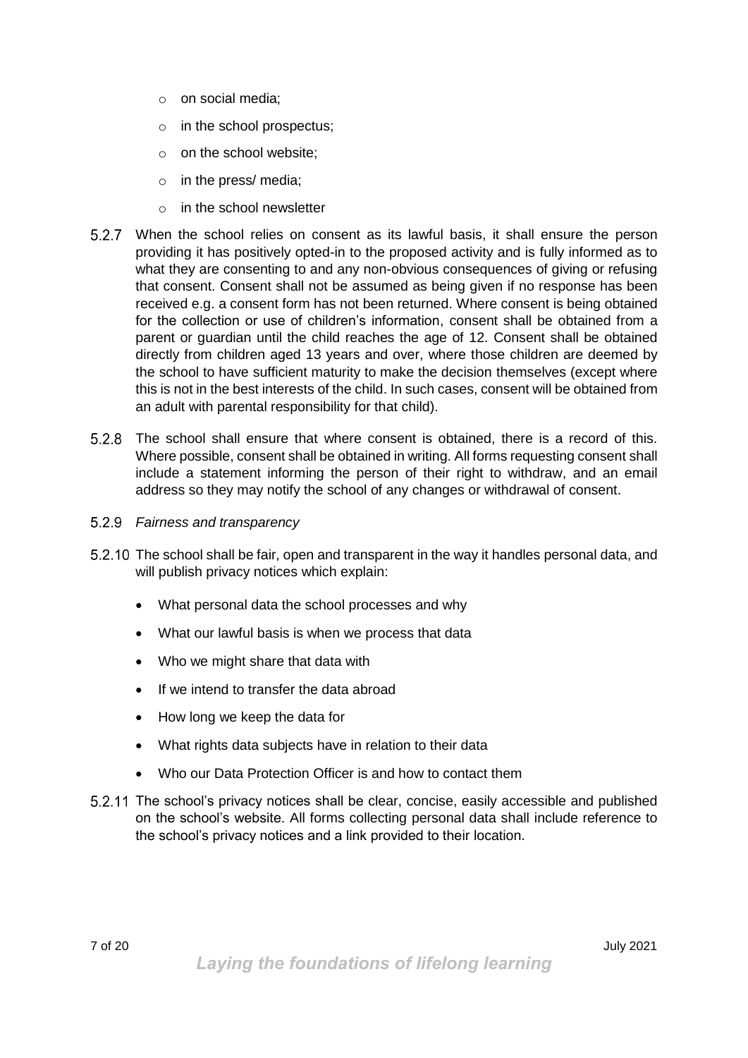- on social media;
- in the school prospectus;
- on the school website;
- in the press/ media;
- in the school newsletter

5.2.7 When the school relies on consent as its lawful basis, it shall ensure the person providing it has positively opted-in to the proposed activity and is fully informed as to what they are consenting to and any non-obvious consequences of giving or refusing that consent. Consent shall not be assumed as being given if no response has been received e.g. a consent form has not been returned. Where consent is being obtained for the collection or use of children's information, consent shall be obtained from a parent or guardian until the child reaches the age of 12. Consent shall be obtained directly from children aged 13 years and over, where those children are deemed by the school to have sufficient maturity to make the decision themselves (except where this is not in the best interests of the child. In such cases, consent will be obtained from an adult with parental responsibility for that child).

5.2.8 The school shall ensure that where consent is obtained, there is a record of this. Where possible, consent shall be obtained in writing. All forms requesting consent shall include a statement informing the person of their right to withdraw, and an email address so they may notify the school of any changes or withdrawal of consent.

5.2.9 *Fairness and transparency*

5.2.10 The school shall be fair, open and transparent in the way it handles personal data, and will publish privacy notices which explain:

- What personal data the school processes and why
- What our lawful basis is when we process that data
- Who we might share that data with
- If we intend to transfer the data abroad
- How long we keep the data for
- What rights data subjects have in relation to their data
- Who our Data Protection Officer is and how to contact them

5.2.11 The school's privacy notices shall be clear, concise, easily accessible and published on the school's website. All forms collecting personal data shall include reference to the school's privacy notices and a link provided to their location.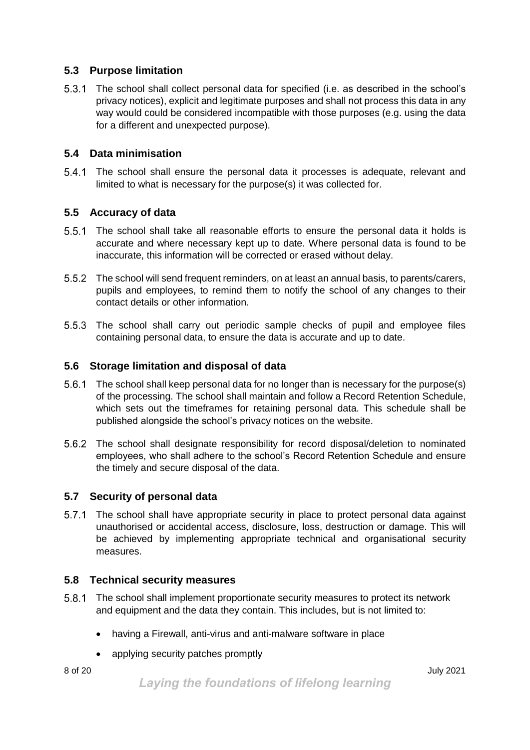## 5.3 Purpose limitation

5.3.1 The school shall collect personal data for specified (i.e. as described in the school's privacy notices), explicit and legitimate purposes and shall not process this data in any way would could be considered incompatible with those purposes (e.g. using the data for a different and unexpected purpose).

## 5.4 Data minimisation

5.4.1 The school shall ensure the personal data it processes is adequate, relevant and limited to what is necessary for the purpose(s) it was collected for.

## 5.5 Accuracy of data

5.5.1 The school shall take all reasonable efforts to ensure the personal data it holds is accurate and where necessary kept up to date. Where personal data is found to be inaccurate, this information will be corrected or erased without delay.

5.5.2 The school will send frequent reminders, on at least an annual basis, to parents/carers, pupils and employees, to remind them to notify the school of any changes to their contact details or other information.

5.5.3 The school shall carry out periodic sample checks of pupil and employee files containing personal data, to ensure the data is accurate and up to date.

## 5.6 Storage limitation and disposal of data

5.6.1 The school shall keep personal data for no longer than is necessary for the purpose(s) of the processing. The school shall maintain and follow a Record Retention Schedule, which sets out the timeframes for retaining personal data. This schedule shall be published alongside the school's privacy notices on the website.

5.6.2 The school shall designate responsibility for record disposal/deletion to nominated employees, who shall adhere to the school's Record Retention Schedule and ensure the timely and secure disposal of the data.

## 5.7 Security of personal data

5.7.1 The school shall have appropriate security in place to protect personal data against unauthorised or accidental access, disclosure, loss, destruction or damage. This will be achieved by implementing appropriate technical and organisational security measures.

## 5.8 Technical security measures

5.8.1 The school shall implement proportionate security measures to protect its network and equipment and the data they contain. This includes, but is not limited to:

- having a Firewall, anti-virus and anti-malware software in place
- applying security patches promptly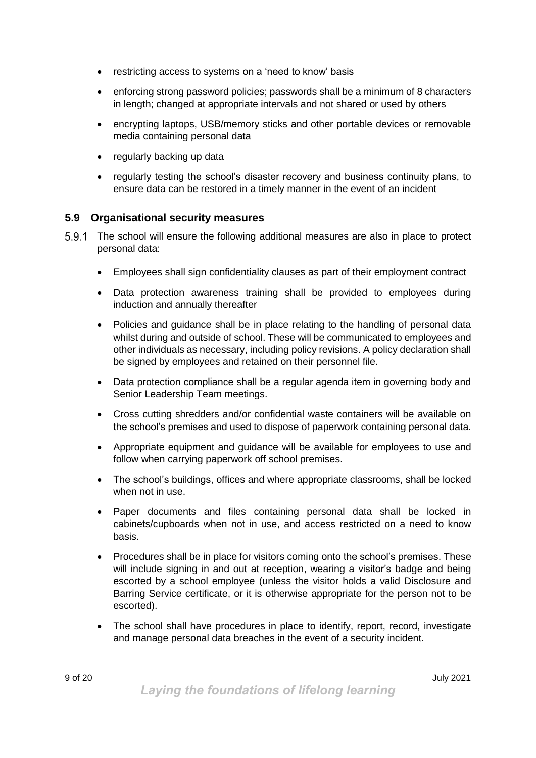- restricting access to systems on a 'need to know' basis
- enforcing strong password policies; passwords shall be a minimum of 8 characters in length; changed at appropriate intervals and not shared or used by others
- encrypting laptops, USB/memory sticks and other portable devices or removable media containing personal data
- regularly backing up data
- regularly testing the school's disaster recovery and business continuity plans, to ensure data can be restored in a timely manner in the event of an incident

### 5.9 Organisational security measures

5.9.1 The school will ensure the following additional measures are also in place to protect personal data:

- Employees shall sign confidentiality clauses as part of their employment contract
- Data protection awareness training shall be provided to employees during induction and annually thereafter
- Policies and guidance shall be in place relating to the handling of personal data whilst during and outside of school. These will be communicated to employees and other individuals as necessary, including policy revisions. A policy declaration shall be signed by employees and retained on their personnel file.
- Data protection compliance shall be a regular agenda item in governing body and Senior Leadership Team meetings.
- Cross cutting shredders and/or confidential waste containers will be available on the school's premises and used to dispose of paperwork containing personal data.
- Appropriate equipment and guidance will be available for employees to use and follow when carrying paperwork off school premises.
- The school's buildings, offices and where appropriate classrooms, shall be locked when not in use.
- Paper documents and files containing personal data shall be locked in cabinets/cupboards when not in use, and access restricted on a need to know basis.
- Procedures shall be in place for visitors coming onto the school's premises. These will include signing in and out at reception, wearing a visitor's badge and being escorted by a school employee (unless the visitor holds a valid Disclosure and Barring Service certificate, or it is otherwise appropriate for the person not to be escorted).
- The school shall have procedures in place to identify, report, record, investigate and manage personal data breaches in the event of a security incident.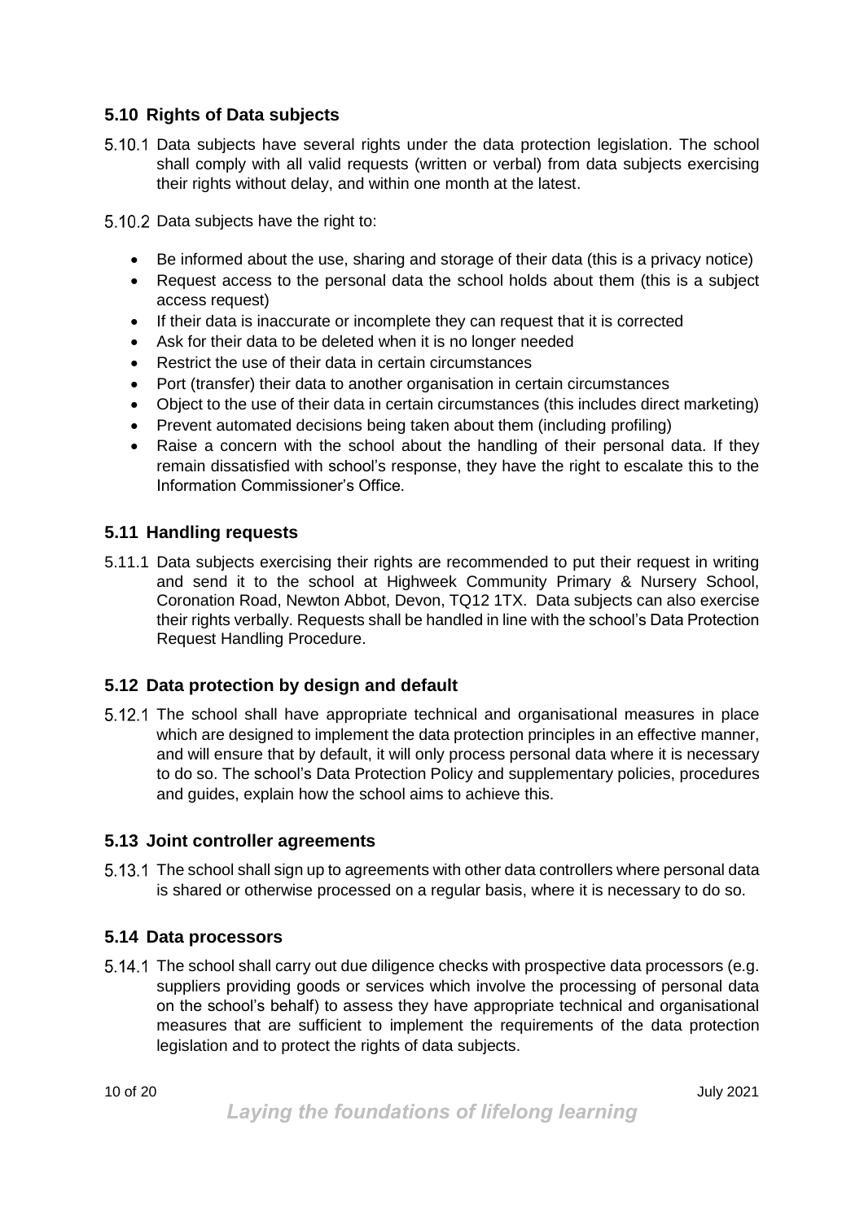## 5.10 Rights of Data subjects

5.10.1 Data subjects have several rights under the data protection legislation. The school shall comply with all valid requests (written or verbal) from data subjects exercising their rights without delay, and within one month at the latest.

5.10.2 Data subjects have the right to:

- Be informed about the use, sharing and storage of their data (this is a privacy notice)
- Request access to the personal data the school holds about them (this is a subject access request)
- If their data is inaccurate or incomplete they can request that it is corrected
- Ask for their data to be deleted when it is no longer needed
- Restrict the use of their data in certain circumstances
- Port (transfer) their data to another organisation in certain circumstances
- Object to the use of their data in certain circumstances (this includes direct marketing)
- Prevent automated decisions being taken about them (including profiling)
- Raise a concern with the school about the handling of their personal data. If they remain dissatisfied with school's response, they have the right to escalate this to the Information Commissioner's Office.

## 5.11 Handling requests

5.11.1 Data subjects exercising their rights are recommended to put their request in writing and send it to the school at Highweek Community Primary & Nursery School, Coronation Road, Newton Abbot, Devon, TQ12 1TX. Data subjects can also exercise their rights verbally. Requests shall be handled in line with the school's Data Protection Request Handling Procedure.

## 5.12 Data protection by design and default

5.12.1 The school shall have appropriate technical and organisational measures in place which are designed to implement the data protection principles in an effective manner, and will ensure that by default, it will only process personal data where it is necessary to do so. The school's Data Protection Policy and supplementary policies, procedures and guides, explain how the school aims to achieve this.

## 5.13 Joint controller agreements

5.13.1 The school shall sign up to agreements with other data controllers where personal data is shared or otherwise processed on a regular basis, where it is necessary to do so.

## 5.14 Data processors

5.14.1 The school shall carry out due diligence checks with prospective data processors (e.g. suppliers providing goods or services which involve the processing of personal data on the school's behalf) to assess they have appropriate technical and organisational measures that are sufficient to implement the requirements of the data protection legislation and to protect the rights of data subjects.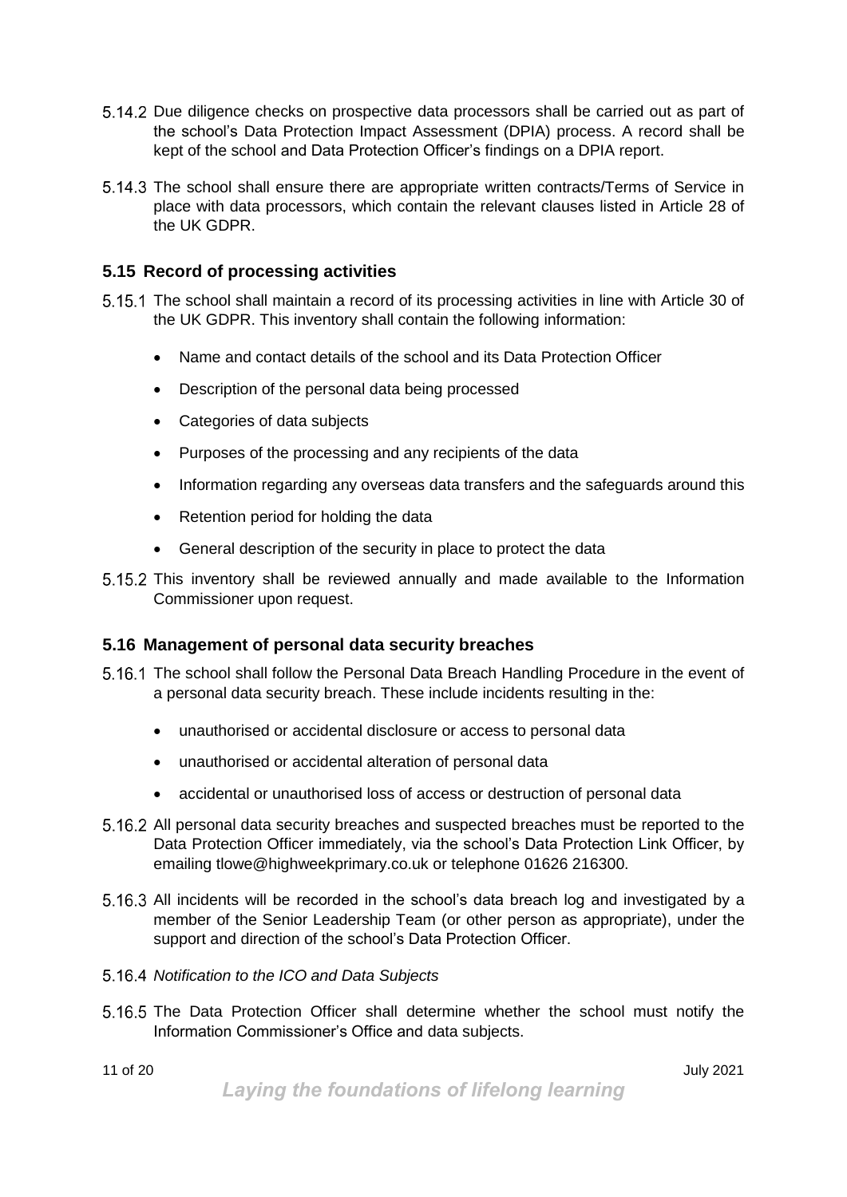5.14.2 Due diligence checks on prospective data processors shall be carried out as part of the school's Data Protection Impact Assessment (DPIA) process. A record shall be kept of the school and Data Protection Officer's findings on a DPIA report.

5.14.3 The school shall ensure there are appropriate written contracts/Terms of Service in place with data processors, which contain the relevant clauses listed in Article 28 of the UK GDPR.

## 5.15 Record of processing activities

5.15.1 The school shall maintain a record of its processing activities in line with Article 30 of the UK GDPR. This inventory shall contain the following information:

- Name and contact details of the school and its Data Protection Officer
- Description of the personal data being processed
- Categories of data subjects
- Purposes of the processing and any recipients of the data
- Information regarding any overseas data transfers and the safeguards around this
- Retention period for holding the data
- General description of the security in place to protect the data

5.15.2 This inventory shall be reviewed annually and made available to the Information Commissioner upon request.

## 5.16 Management of personal data security breaches

5.16.1 The school shall follow the Personal Data Breach Handling Procedure in the event of a personal data security breach. These include incidents resulting in the:

- unauthorised or accidental disclosure or access to personal data
- unauthorised or accidental alteration of personal data
- accidental or unauthorised loss of access or destruction of personal data

5.16.2 All personal data security breaches and suspected breaches must be reported to the Data Protection Officer immediately, via the school's Data Protection Link Officer, by emailing tlowe@highweekprimary.co.uk or telephone 01626 216300.

5.16.3 All incidents will be recorded in the school's data breach log and investigated by a member of the Senior Leadership Team (or other person as appropriate), under the support and direction of the school's Data Protection Officer.

5.16.4 *Notification to the ICO and Data Subjects*

5.16.5 The Data Protection Officer shall determine whether the school must notify the Information Commissioner's Office and data subjects.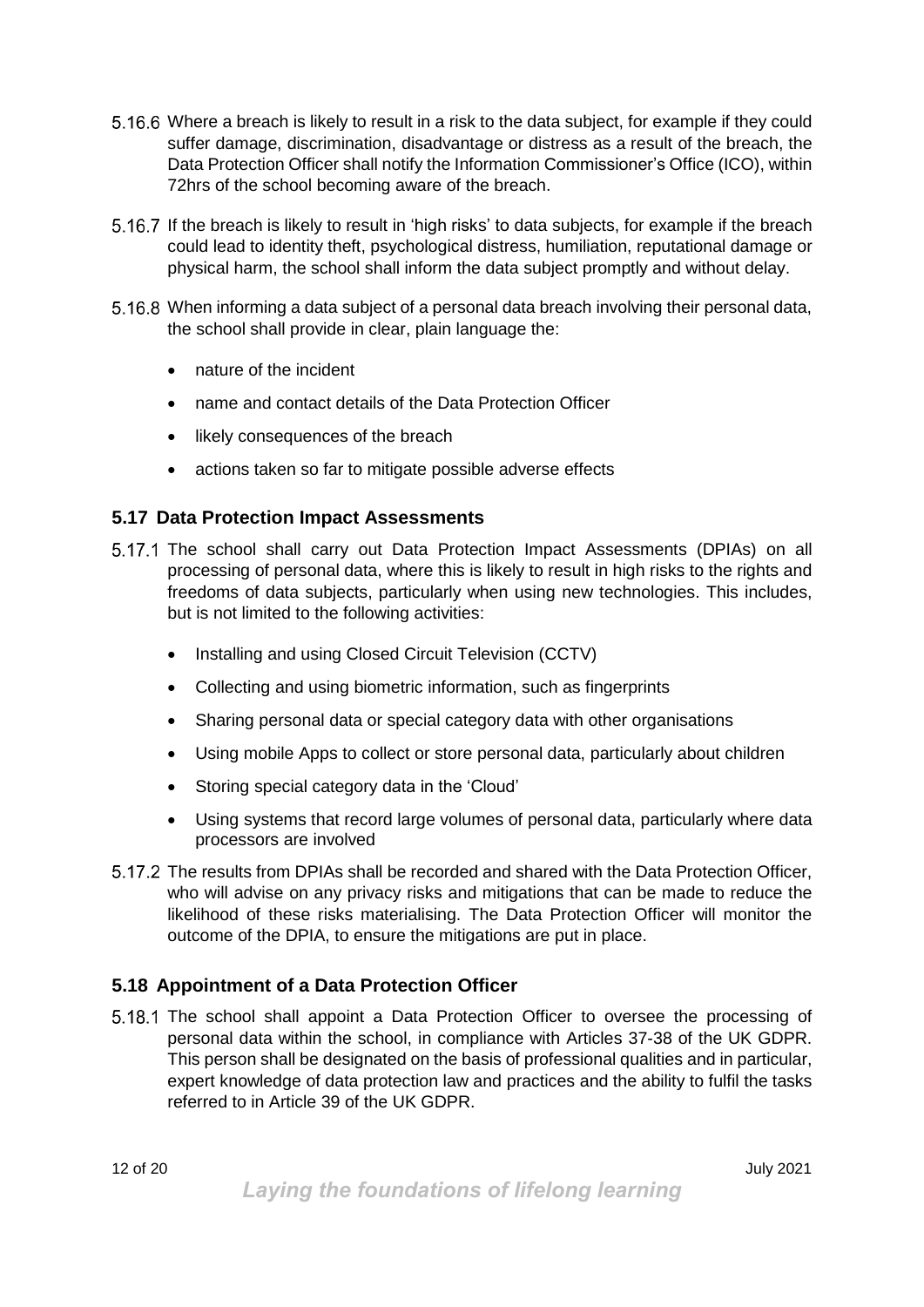5.16.6 Where a breach is likely to result in a risk to the data subject, for example if they could suffer damage, discrimination, disadvantage or distress as a result of the breach, the Data Protection Officer shall notify the Information Commissioner's Office (ICO), within 72hrs of the school becoming aware of the breach.

5.16.7 If the breach is likely to result in 'high risks' to data subjects, for example if the breach could lead to identity theft, psychological distress, humiliation, reputational damage or physical harm, the school shall inform the data subject promptly and without delay.

5.16.8 When informing a data subject of a personal data breach involving their personal data, the school shall provide in clear, plain language the:

- nature of the incident
- name and contact details of the Data Protection Officer
- likely consequences of the breach
- actions taken so far to mitigate possible adverse effects

## 5.17 Data Protection Impact Assessments

5.17.1 The school shall carry out Data Protection Impact Assessments (DPIAs) on all processing of personal data, where this is likely to result in high risks to the rights and freedoms of data subjects, particularly when using new technologies. This includes, but is not limited to the following activities:

- Installing and using Closed Circuit Television (CCTV)
- Collecting and using biometric information, such as fingerprints
- Sharing personal data or special category data with other organisations
- Using mobile Apps to collect or store personal data, particularly about children
- Storing special category data in the 'Cloud'
- Using systems that record large volumes of personal data, particularly where data processors are involved

5.17.2 The results from DPIAs shall be recorded and shared with the Data Protection Officer, who will advise on any privacy risks and mitigations that can be made to reduce the likelihood of these risks materialising. The Data Protection Officer will monitor the outcome of the DPIA, to ensure the mitigations are put in place.

## 5.18 Appointment of a Data Protection Officer

5.18.1 The school shall appoint a Data Protection Officer to oversee the processing of personal data within the school, in compliance with Articles 37-38 of the UK GDPR. This person shall be designated on the basis of professional qualities and in particular, expert knowledge of data protection law and practices and the ability to fulfil the tasks referred to in Article 39 of the UK GDPR.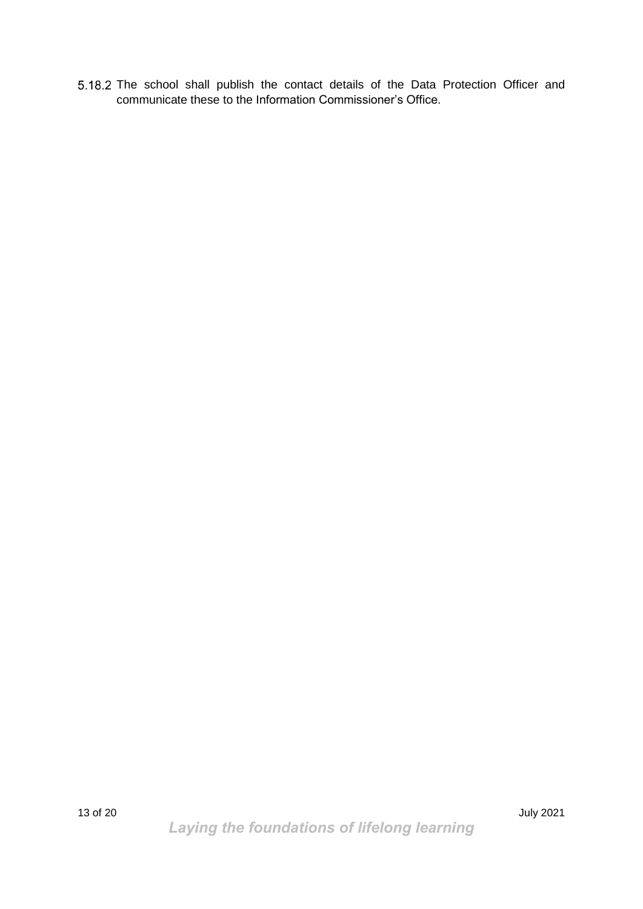5.18.2 The school shall publish the contact details of the Data Protection Officer and communicate these to the Information Commissioner's Office.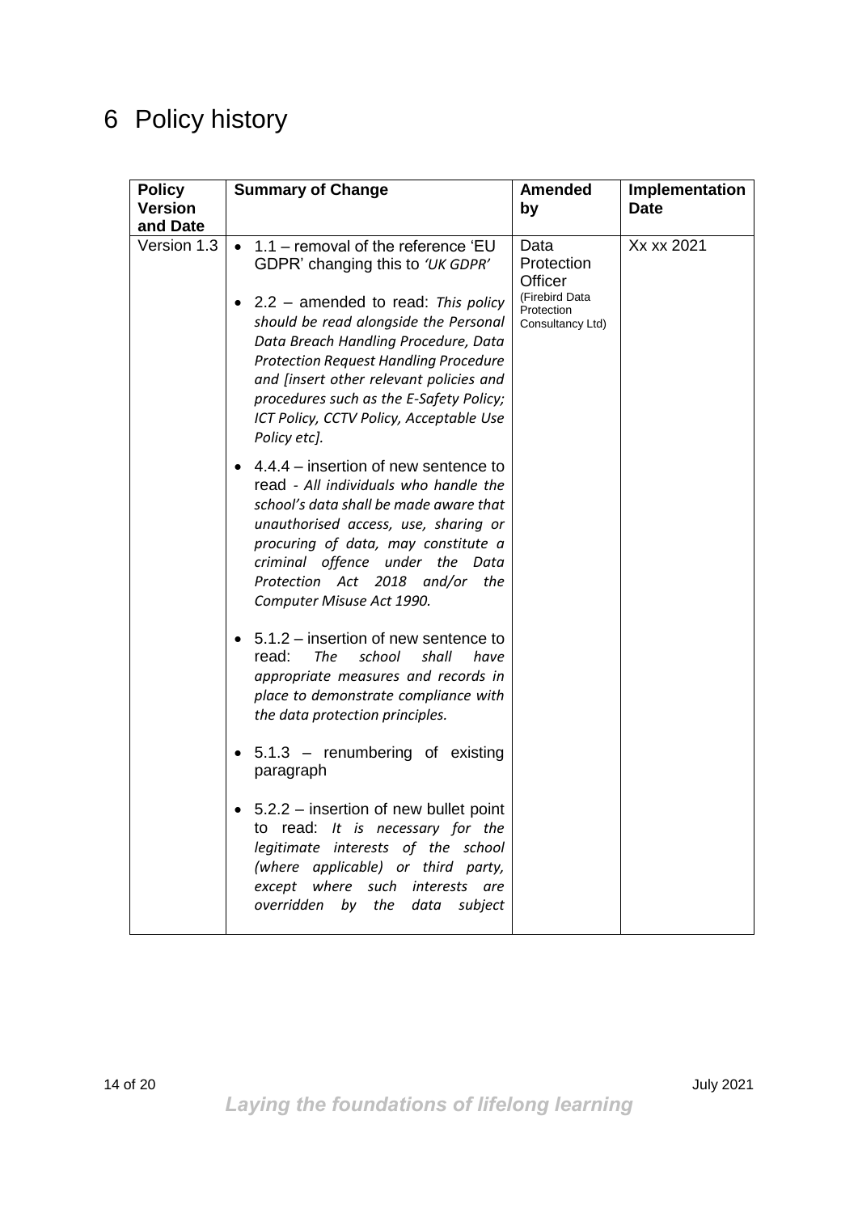# 6 Policy history

| Policy Version and Date | Summary of Change | Amended by | Implementation Date |
|---|---|---|---|
| Version 1.3 | • 1.1 – removal of the reference 'EU GDPR' changing this to *'UK GDPR'*<br><br>• 2.2 – amended to read: *This policy should be read alongside the Personal Data Breach Handling Procedure, Data Protection Request Handling Procedure and [insert other relevant policies and procedures such as the E-Safety Policy; ICT Policy, CCTV Policy, Acceptable Use Policy etc].*<br><br>• 4.4.4 – insertion of new sentence to read - *All individuals who handle the school's data shall be made aware that unauthorised access, use, sharing or procuring of data, may constitute a criminal offence under the Data Protection Act 2018 and/or the Computer Misuse Act 1990.*<br><br>• 5.1.2 – insertion of new sentence to read: *The school shall have appropriate measures and records in place to demonstrate compliance with the data protection principles.*<br><br>• 5.1.3 – renumbering of existing paragraph<br><br>• 5.2.2 – insertion of new bullet point to read: *It is necessary for the legitimate interests of the school (where applicable) or third party, except where such interests are overridden by the data subject* | Data Protection Officer (Firebird Data Protection Consultancy Ltd) | Xx xx 2021 |

*Laying the foundations of lifelong learning*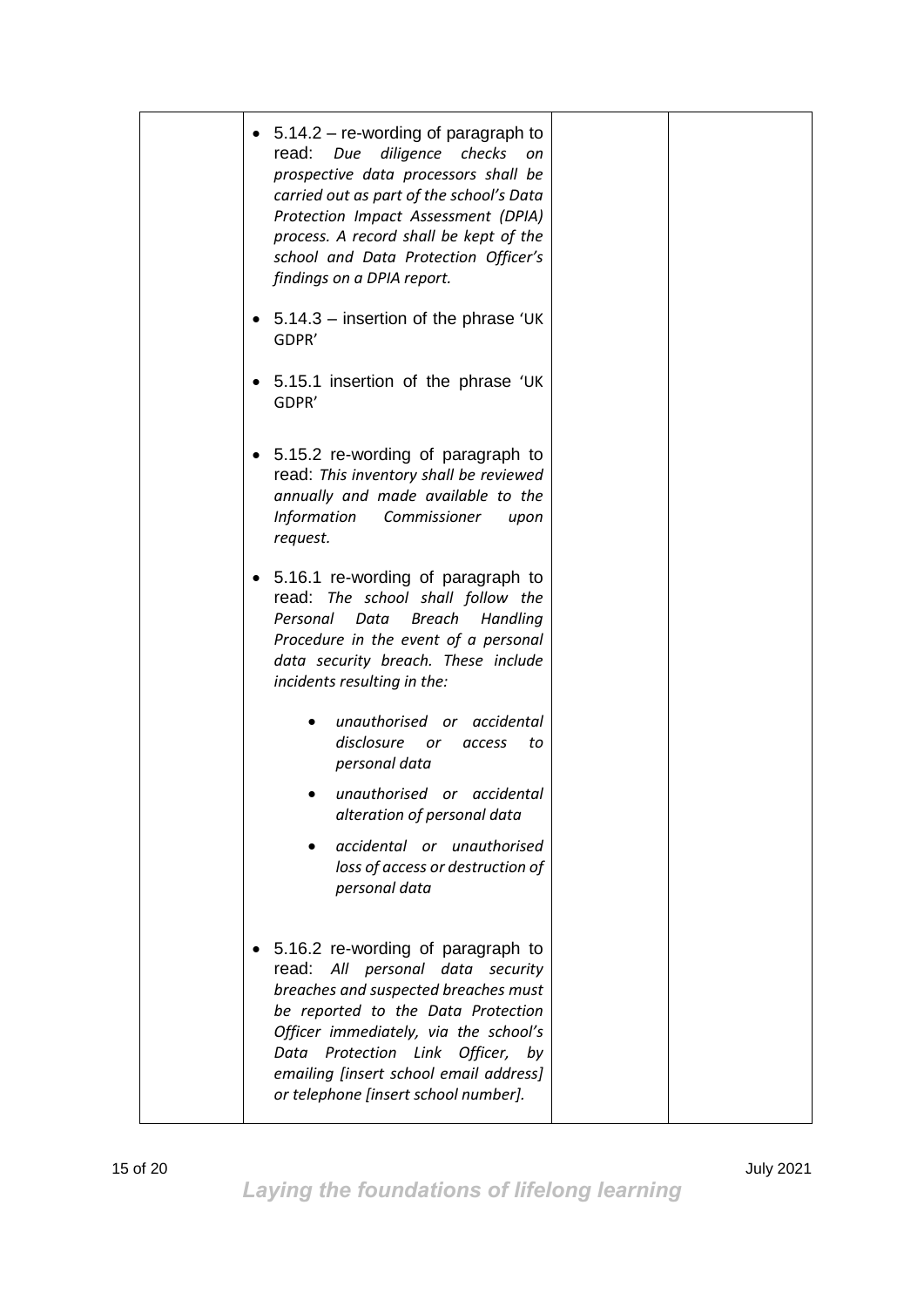|  | <ul><li>5.14.2 – re-wording of paragraph to read: *Due diligence checks on prospective data processors shall be carried out as part of the school's Data Protection Impact Assessment (DPIA) process. A record shall be kept of the school and Data Protection Officer's findings on a DPIA report.*</li><li>5.14.3 – insertion of the phrase 'UK GDPR'</li><li>5.15.1 insertion of the phrase 'UK GDPR'</li><li>5.15.2 re-wording of paragraph to read: *This inventory shall be reviewed annually and made available to the Information Commissioner upon request.*</li><li>5.16.1 re-wording of paragraph to read: *The school shall follow the Personal Data Breach Handling Procedure in the event of a personal data security breach. These include incidents resulting in the:*<ul><li>*unauthorised or accidental disclosure or access to personal data*</li><li>*unauthorised or accidental alteration of personal data*</li><li>*accidental or unauthorised loss of access or destruction of personal data*</li></ul></li><li>5.16.2 re-wording of paragraph to read: *All personal data security breaches and suspected breaches must be reported to the Data Protection Officer immediately, via the school's Data Protection Link Officer, by emailing [insert school email address] or telephone [insert school number].*</li></ul> |  |  |
|---|---|---|---|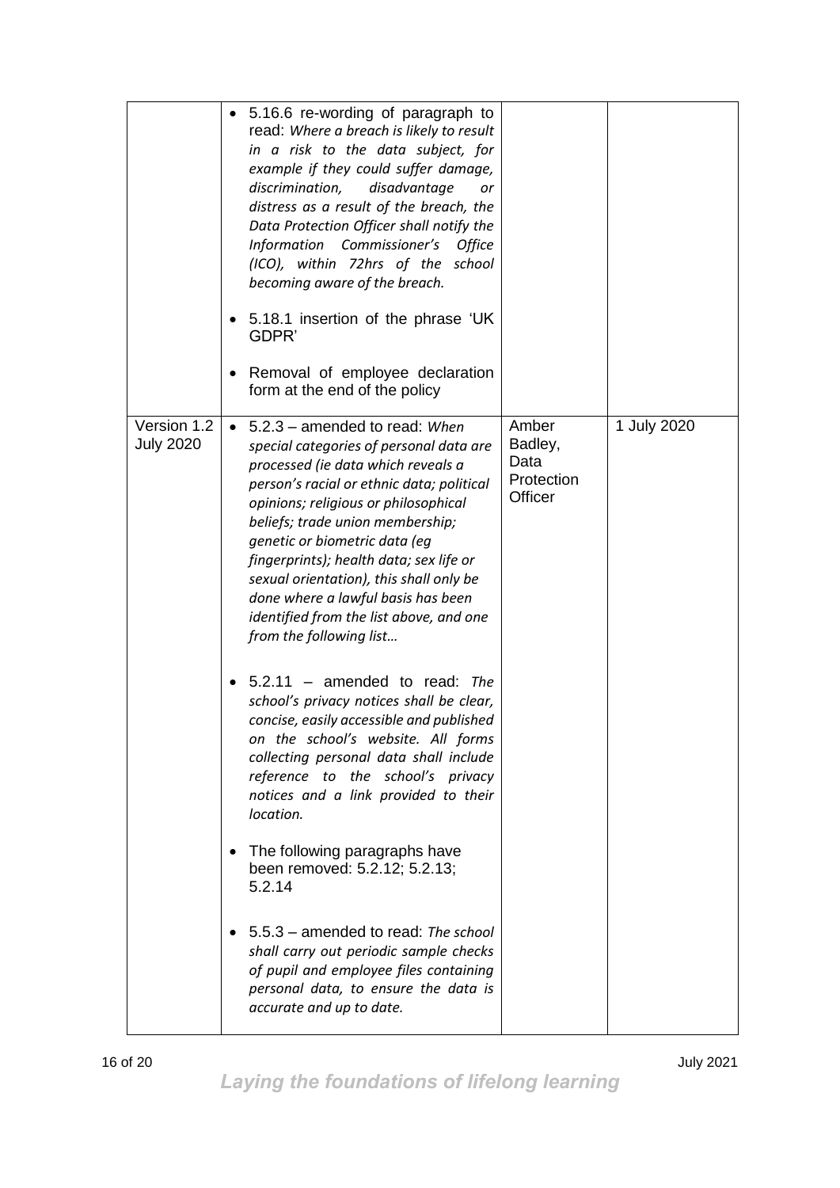| | | | |
|---|---|---|---|
| | • 5.16.6 re-wording of paragraph to read: *Where a breach is likely to result in a risk to the data subject, for example if they could suffer damage, discrimination, disadvantage or distress as a result of the breach, the Data Protection Officer shall notify the Information Commissioner's Office (ICO), within 72hrs of the school becoming aware of the breach.*<br><br>• 5.18.1 insertion of the phrase 'UK GDPR'<br><br>• Removal of employee declaration form at the end of the policy | | |
| Version 1.2 July 2020 | • 5.2.3 – amended to read: *When special categories of personal data are processed (ie data which reveals a person's racial or ethnic data; political opinions; religious or philosophical beliefs; trade union membership; genetic or biometric data (eg fingerprints); health data; sex life or sexual orientation), this shall only be done where a lawful basis has been identified from the list above, and one from the following list…*<br><br>• 5.2.11 – amended to read: *The school's privacy notices shall be clear, concise, easily accessible and published on the school's website. All forms collecting personal data shall include reference to the school's privacy notices and a link provided to their location.*<br><br>• The following paragraphs have been removed: 5.2.12; 5.2.13; 5.2.14<br><br>• 5.5.3 – amended to read: *The school shall carry out periodic sample checks of pupil and employee files containing personal data, to ensure the data is accurate and up to date.* | Amber Badley, Data Protection Officer | 1 July 2020 |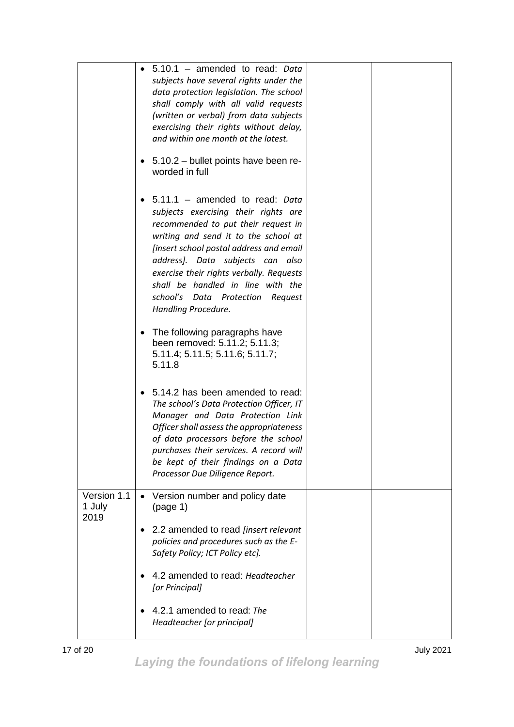| | | | |
|---|---|---|---|
| | • 5.10.1 – amended to read: *Data subjects have several rights under the data protection legislation. The school shall comply with all valid requests (written or verbal) from data subjects exercising their rights without delay, and within one month at the latest.*<br><br>• 5.10.2 – bullet points have been re-worded in full<br><br>• 5.11.1 – amended to read: *Data subjects exercising their rights are recommended to put their request in writing and send it to the school at [insert school postal address and email address]. Data subjects can also exercise their rights verbally. Requests shall be handled in line with the school's Data Protection Request Handling Procedure.*<br><br>• The following paragraphs have been removed: 5.11.2; 5.11.3; 5.11.4; 5.11.5; 5.11.6; 5.11.7; 5.11.8<br><br>• 5.14.2 has been amended to read: *The school's Data Protection Officer, IT Manager and Data Protection Link Officer shall assess the appropriateness of data processors before the school purchases their services. A record will be kept of their findings on a Data Processor Due Diligence Report.* | | |
| Version 1.1 1 July 2019 | • Version number and policy date (page 1)<br><br>• 2.2 amended to read *[insert relevant policies and procedures such as the E-Safety Policy; ICT Policy etc].*<br><br>• 4.2 amended to read: *Headteacher [or Principal]*<br><br>• 4.2.1 amended to read: *The Headteacher [or principal]* | | |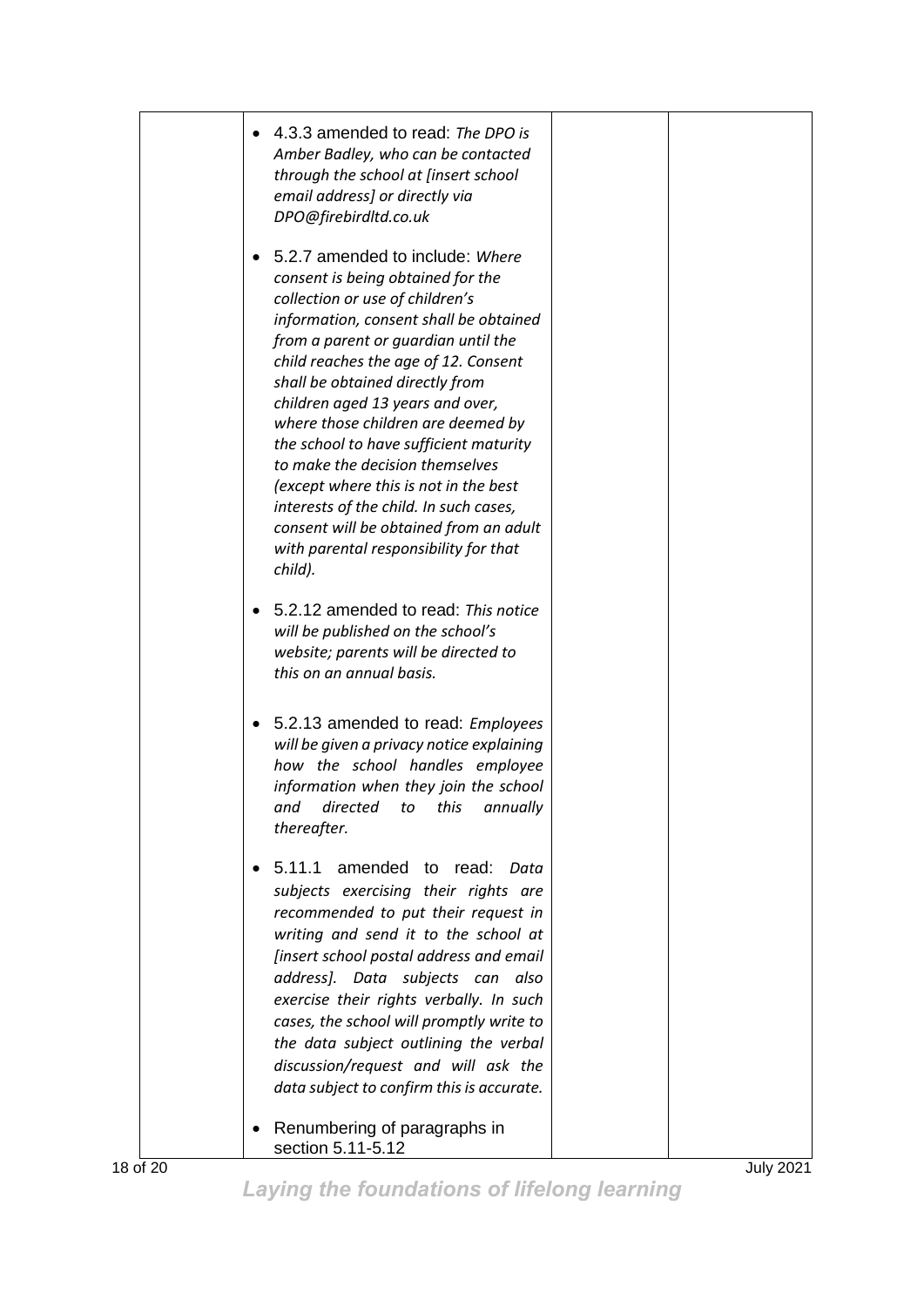| | | | |
|---|---|---|---|
| | • 4.3.3 amended to read: *The DPO is Amber Badley, who can be contacted through the school at [insert school email address] or directly via DPO@firebirdltd.co.uk*<br><br>• 5.2.7 amended to include: *Where consent is being obtained for the collection or use of children's information, consent shall be obtained from a parent or guardian until the child reaches the age of 12. Consent shall be obtained directly from children aged 13 years and over, where those children are deemed by the school to have sufficient maturity to make the decision themselves (except where this is not in the best interests of the child. In such cases, consent will be obtained from an adult with parental responsibility for that child).*<br><br>• 5.2.12 amended to read: *This notice will be published on the school's website; parents will be directed to this on an annual basis.*<br><br>• 5.2.13 amended to read: *Employees will be given a privacy notice explaining how the school handles employee information when they join the school and directed to this annually thereafter.*<br><br>• 5.11.1 amended to read: *Data subjects exercising their rights are recommended to put their request in writing and send it to the school at [insert school postal address and email address]. Data subjects can also exercise their rights verbally. In such cases, the school will promptly write to the data subject outlining the verbal discussion/request and will ask the data subject to confirm this is accurate.*<br><br>• Renumbering of paragraphs in section 5.11-5.12 | | |

*Laying the foundations of lifelong learning*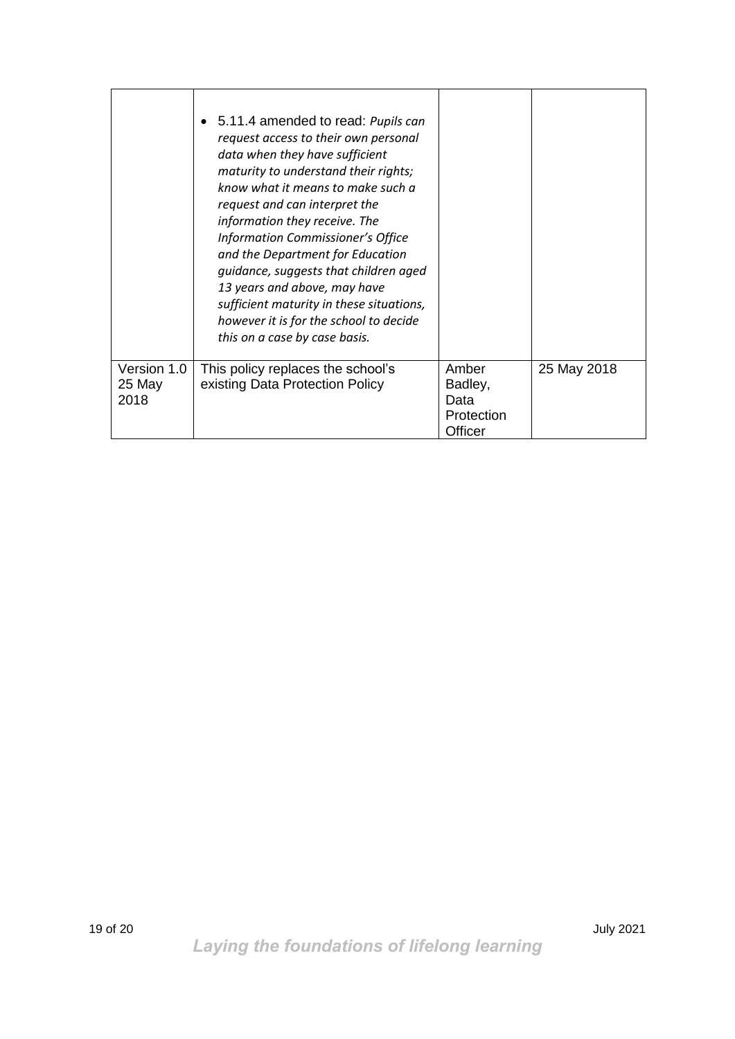| | | | |
|---|---|---|---|
| | • 5.11.4 amended to read: *Pupils can request access to their own personal data when they have sufficient maturity to understand their rights; know what it means to make such a request and can interpret the information they receive. The Information Commissioner's Office and the Department for Education guidance, suggests that children aged 13 years and above, may have sufficient maturity in these situations, however it is for the school to decide this on a case by case basis.* | | |
| Version 1.0 25 May 2018 | This policy replaces the school's existing Data Protection Policy | Amber Badley, Data Protection Officer | 25 May 2018 |

*Laying the foundations of lifelong learning*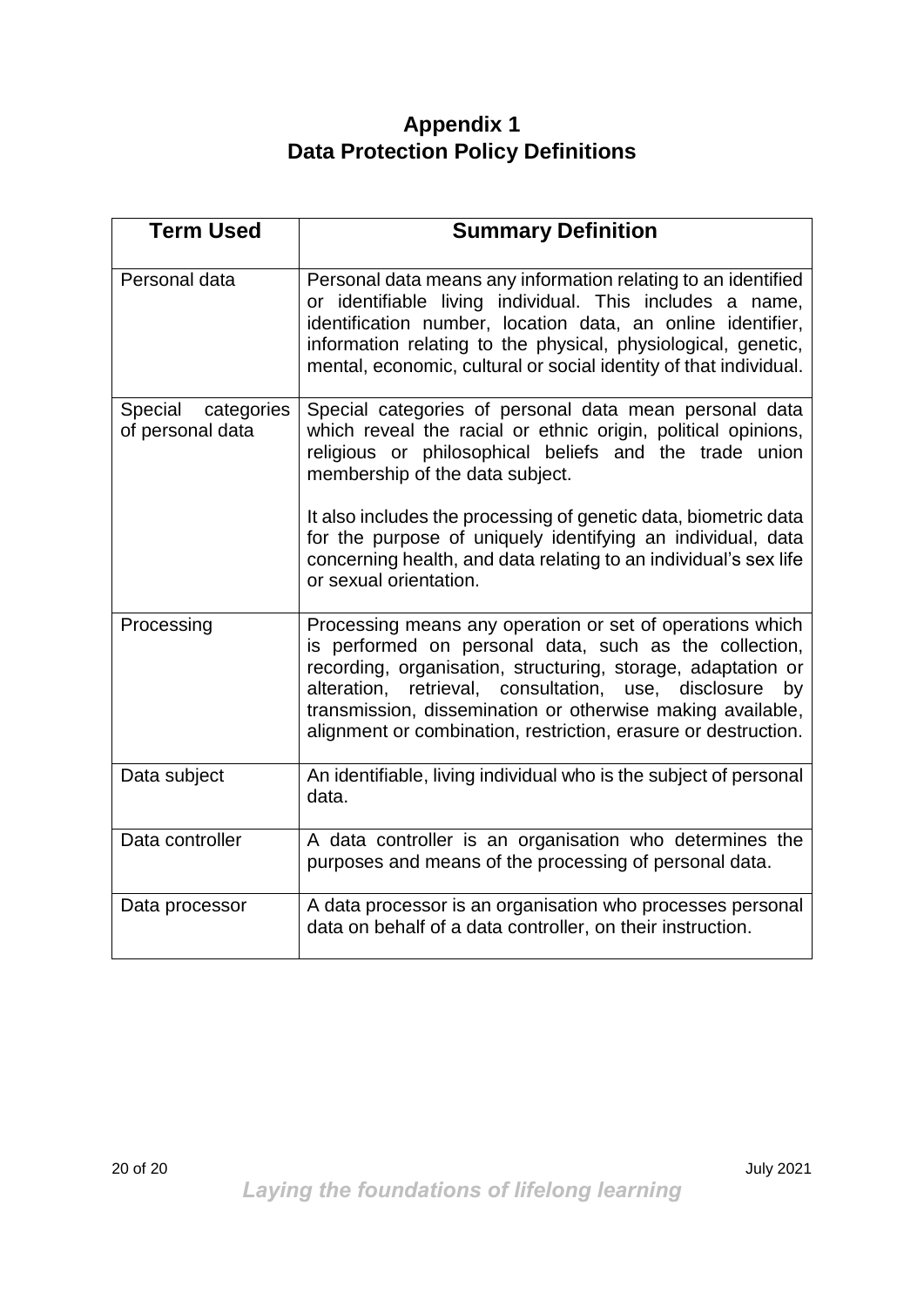# Appendix 1
# Data Protection Policy Definitions

| Term Used | Summary Definition |
| --- | --- |
| Personal data | Personal data means any information relating to an identified or identifiable living individual. This includes a name, identification number, location data, an online identifier, information relating to the physical, physiological, genetic, mental, economic, cultural or social identity of that individual. |
| Special categories of personal data | Special categories of personal data mean personal data which reveal the racial or ethnic origin, political opinions, religious or philosophical beliefs and the trade union membership of the data subject.<br><br>It also includes the processing of genetic data, biometric data for the purpose of uniquely identifying an individual, data concerning health, and data relating to an individual's sex life or sexual orientation. |
| Processing | Processing means any operation or set of operations which is performed on personal data, such as the collection, recording, organisation, structuring, storage, adaptation or alteration, retrieval, consultation, use, disclosure by transmission, dissemination or otherwise making available, alignment or combination, restriction, erasure or destruction. |
| Data subject | An identifiable, living individual who is the subject of personal data. |
| Data controller | A data controller is an organisation who determines the purposes and means of the processing of personal data. |
| Data processor | A data processor is an organisation who processes personal data on behalf of a data controller, on their instruction. |